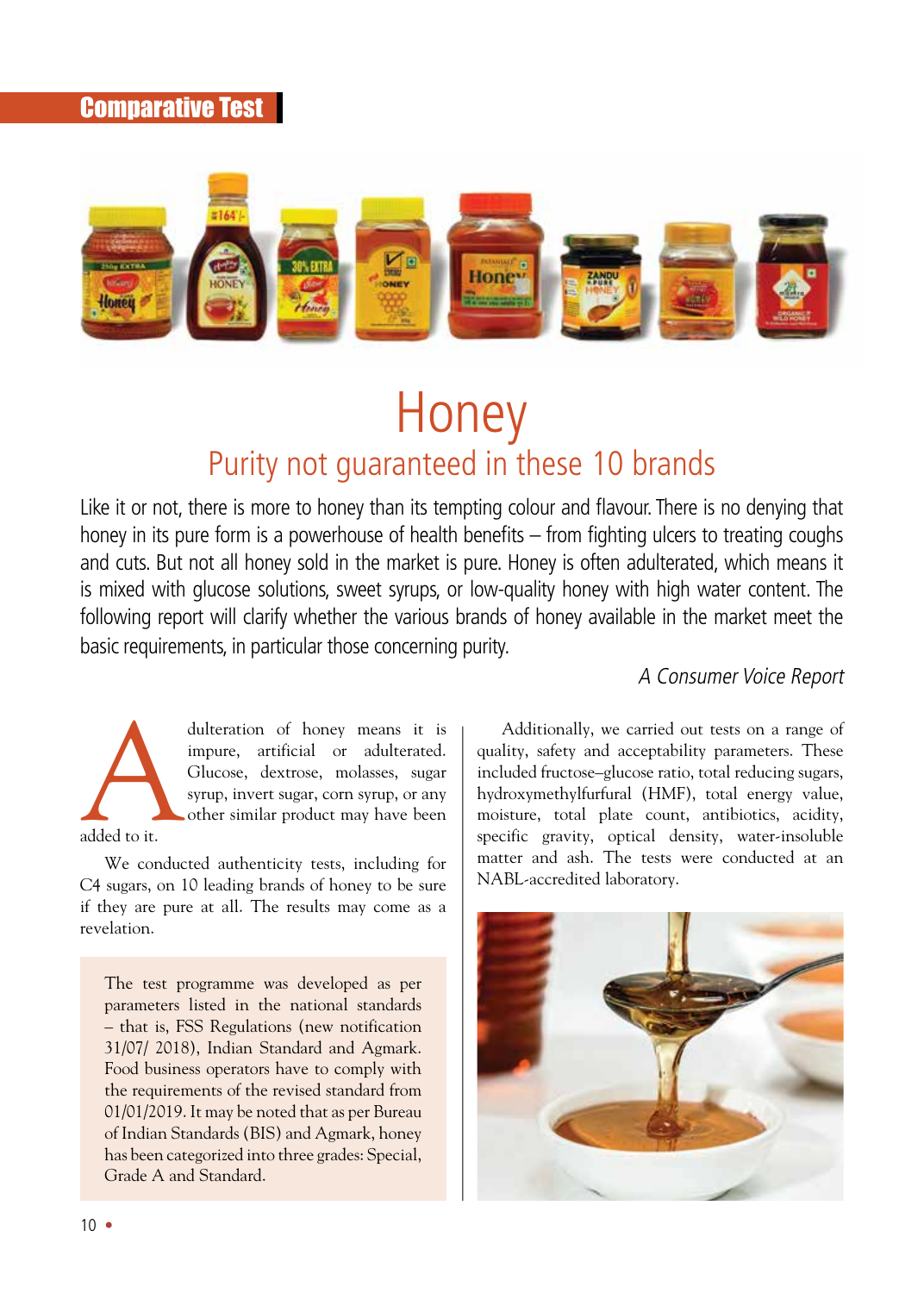Comparative Test

# Honey

## Purity not guaranteed in these 10 brands

Like it or not, there is more to honey than its tempting colour and flavour. There is no denying that honey in its pure form is a powerhouse of health benefits – from fighting ulcers to treating coughs and cuts. But not all honey sold in the market is pure. Honey is often adulterated, which means it is mixed with glucose solutions, sweet syrups, or low-quality honey with high water content. The following report will clarify whether the various brands of honey available in the market meet the basic requirements, in particular those concerning purity.

*A Consumer Voice Report*

Adulteration of honey means it is impure, artificial or adulterated. Glucose, dextrose, molasses, sugar syrup, invert sugar, corn syrup, or any other similar product may have been added to it.

We conducted authenticity tests, including for C4 sugars, on 10 leading brands of honey to be sure if they are pure at all. The results may come as a revelation.

> The test programme was developed as per parameters listed in the national standards – that is, FSS Regulations (new notification 31/07/ 2018), Indian Standard and Agmark. Food business operators have to comply with the requirements of the revised standard from 01/01/2019. It may be noted that as per Bureau of Indian Standards (BIS) and Agmark, honey has been categorized into three grades: Special, Grade A and Standard.

Additionally, we carried out tests on a range of quality, safety and acceptability parameters. These included fructose–glucose ratio, total reducing sugars, hydroxymethylfurfural (HMF), total energy value, moisture, total plate count, antibiotics, acidity, specific gravity, optical density, water-insoluble matter and ash. The tests were conducted at an NABL-accredited laboratory.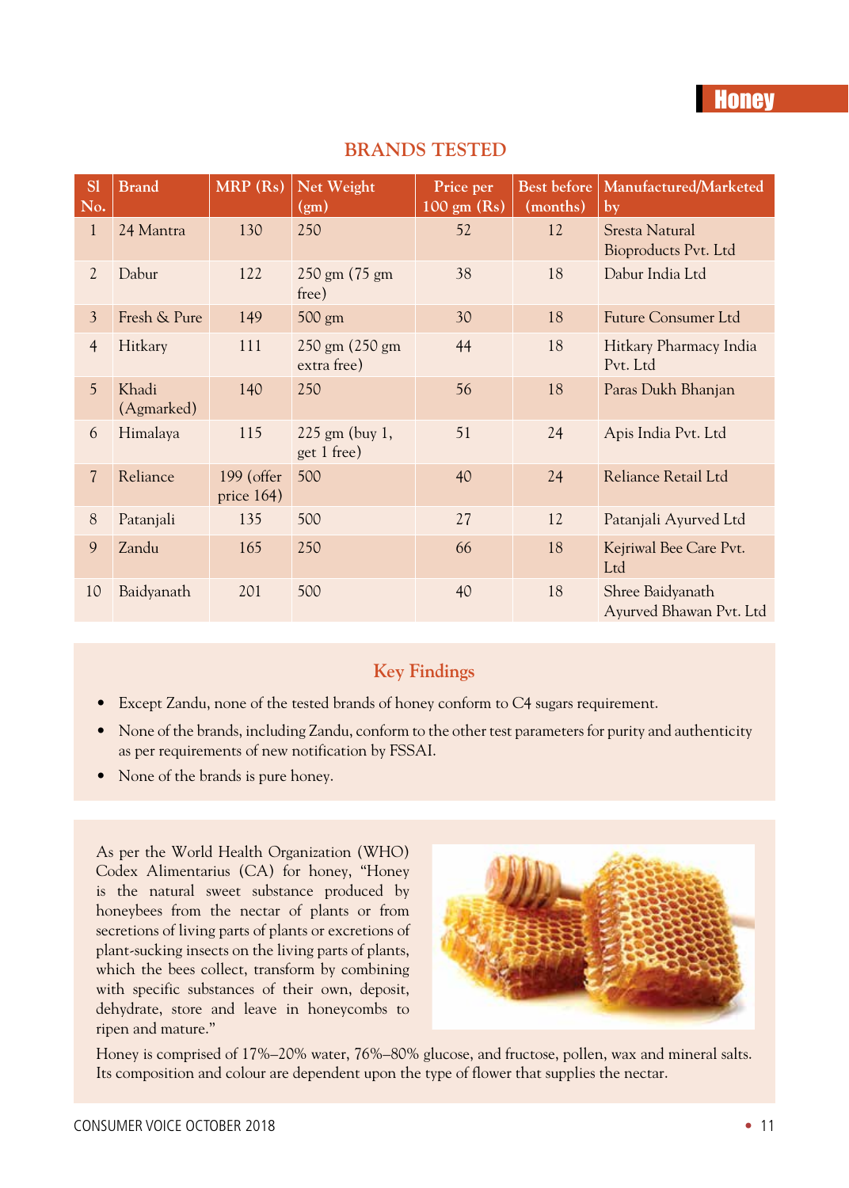## BRANDS TESTED

| Sl No. | Brand | MRP (Rs) | Net Weight (gm) | Price per 100 gm (Rs) | Best before (months) | Manufactured/Marketed by |
|---|---|---|---|---|---|---|
| 1 | 24 Mantra | 130 | 250 | 52 | 12 | Sresta Natural Bioproducts Pvt. Ltd |
| 2 | Dabur | 122 | 250 gm (75 gm free) | 38 | 18 | Dabur India Ltd |
| 3 | Fresh & Pure | 149 | 500 gm | 30 | 18 | Future Consumer Ltd |
| 4 | Hitkary | 111 | 250 gm (250 gm extra free) | 44 | 18 | Hitkary Pharmacy India Pvt. Ltd |
| 5 | Khadi (Agmarked) | 140 | 250 | 56 | 18 | Paras Dukh Bhanjan |
| 6 | Himalaya | 115 | 225 gm (buy 1, get 1 free) | 51 | 24 | Apis India Pvt. Ltd |
| 7 | Reliance | 199 (offer price 164) | 500 | 40 | 24 | Reliance Retail Ltd |
| 8 | Patanjali | 135 | 500 | 27 | 12 | Patanjali Ayurved Ltd |
| 9 | Zandu | 165 | 250 | 66 | 18 | Kejriwal Bee Care Pvt. Ltd |
| 10 | Baidyanath | 201 | 500 | 40 | 18 | Shree Baidyanath Ayurved Bhawan Pvt. Ltd |

### Key Findings

- Except Zandu, none of the tested brands of honey conform to C4 sugars requirement.
- None of the brands, including Zandu, conform to the other test parameters for purity and authenticity as per requirements of new notification by FSSAI.
- None of the brands is pure honey.

As per the World Health Organization (WHO) Codex Alimentarius (CA) for honey, "Honey is the natural sweet substance produced by honeybees from the nectar of plants or from secretions of living parts of plants or excretions of plant-sucking insects on the living parts of plants, which the bees collect, transform by combining with specific substances of their own, deposit, dehydrate, store and leave in honeycombs to ripen and mature."

Honey is comprised of 17%–20% water, 76%–80% glucose, and fructose, pollen, wax and mineral salts. Its composition and colour are dependent upon the type of flower that supplies the nectar.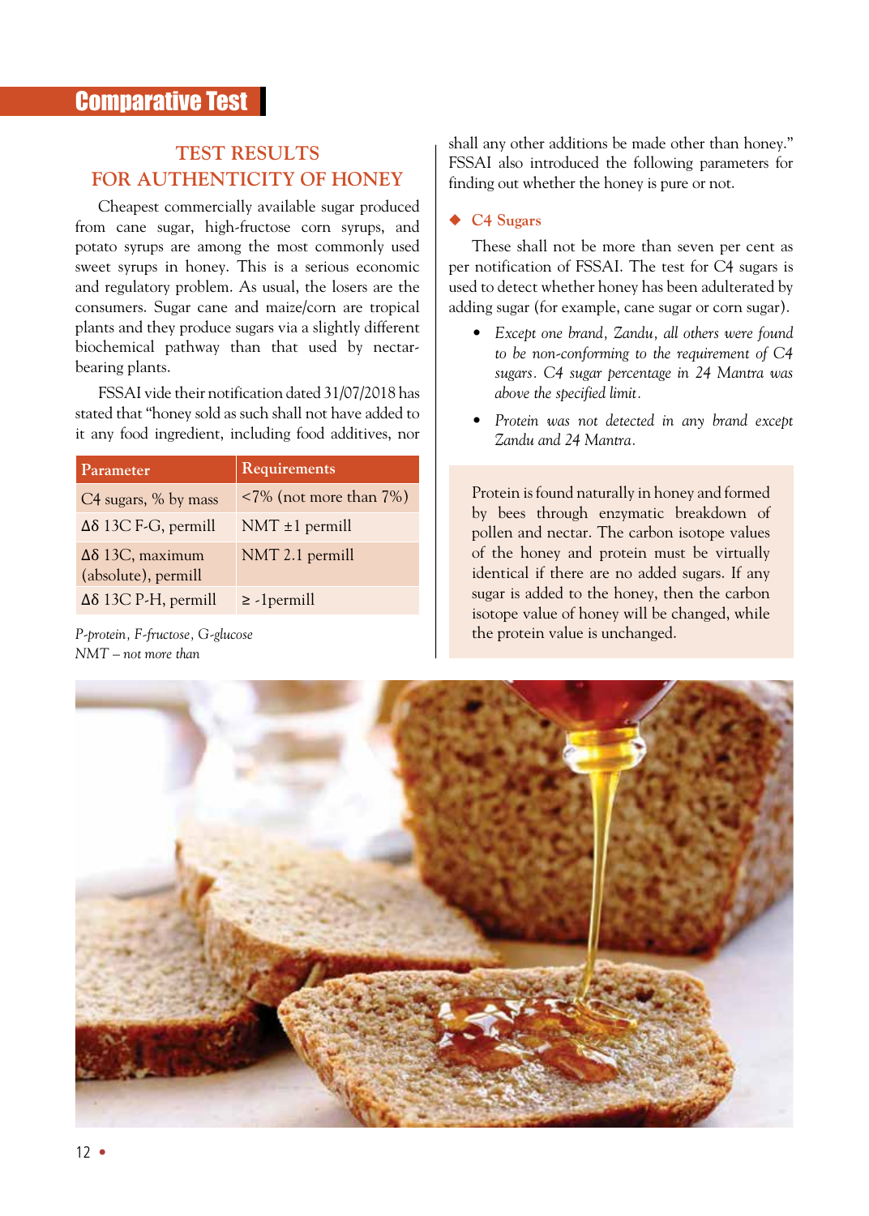## TEST RESULTS FOR AUTHENTICITY OF HONEY

Cheapest commercially available sugar produced from cane sugar, high-fructose corn syrups, and potato syrups are among the most commonly used sweet syrups in honey. This is a serious economic and regulatory problem. As usual, the losers are the consumers. Sugar cane and maize/corn are tropical plants and they produce sugars via a slightly different biochemical pathway than that used by nectar-bearing plants.

FSSAI vide their notification dated 31/07/2018 has stated that "honey sold as such shall not have added to it any food ingredient, including food additives, nor shall any other additions be made other than honey." FSSAI also introduced the following parameters for finding out whether the honey is pure or not.

| Parameter | Requirements |
| --- | --- |
| C4 sugars, % by mass | <7% (not more than 7%) |
| Δδ 13C F-G, permill | NMT ±1 permill |
| Δδ 13C, maximum (absolute), permill | NMT 2.1 permill |
| Δδ 13C P-H, permill | ≥ -1permill |

*P-protein, F-fructose, G-glucose*
*NMT – not more than*

### ◆ C4 Sugars

These shall not be more than seven per cent as per notification of FSSAI. The test for C4 sugars is used to detect whether honey has been adulterated by adding sugar (for example, cane sugar or corn sugar).

- *Except one brand, Zandu, all others were found to be non-conforming to the requirement of C4 sugars. C4 sugar percentage in 24 Mantra was above the specified limit.*
- *Protein was not detected in any brand except Zandu and 24 Mantra.*

Protein is found naturally in honey and formed by bees through enzymatic breakdown of pollen and nectar. The carbon isotope values of the honey and protein must be virtually identical if there are no added sugars. If any sugar is added to the honey, then the carbon isotope value of honey will be changed, while the protein value is unchanged.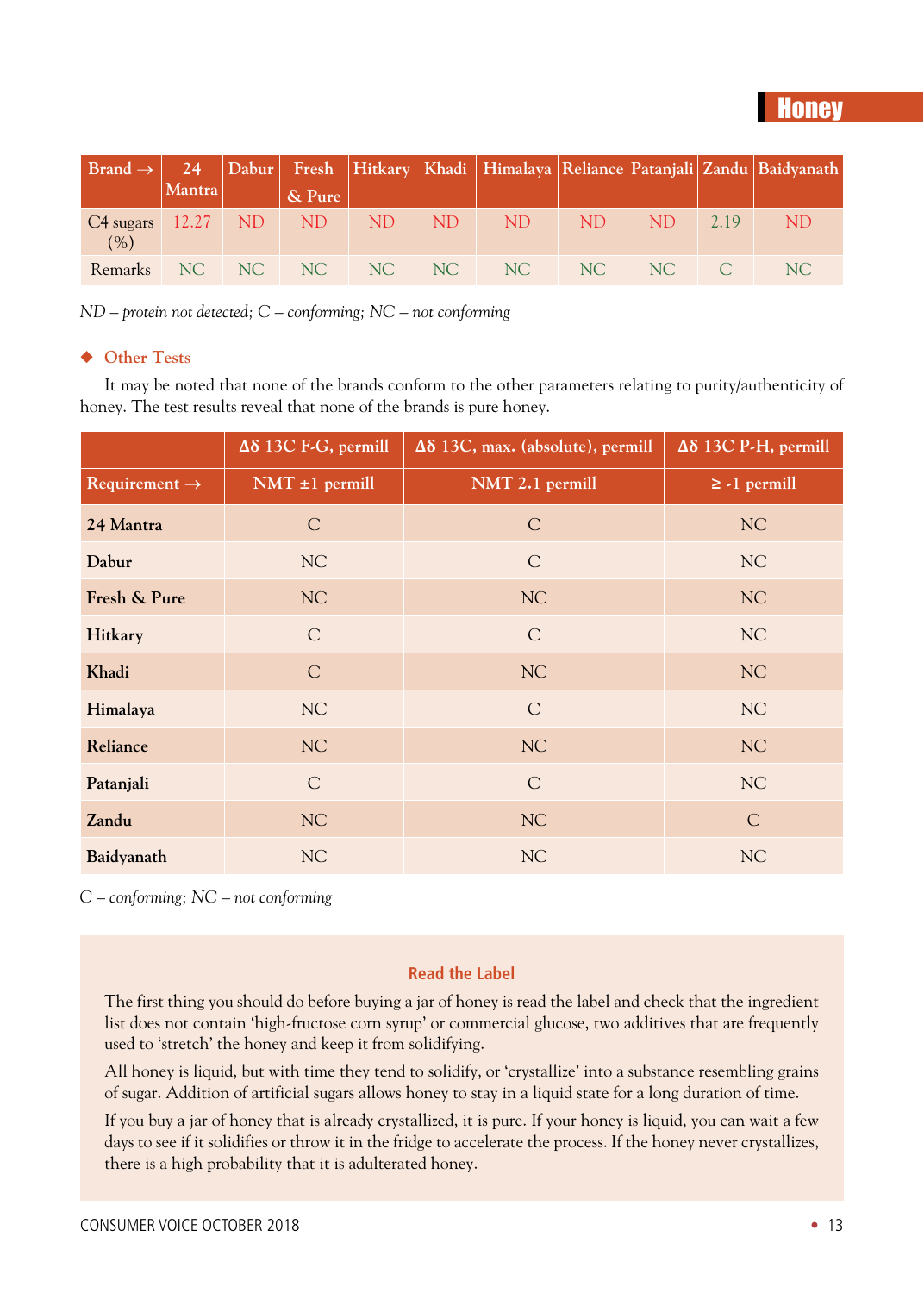| Brand → | 24 Mantra | Dabur | Fresh & Pure | Hitkary | Khadi | Himalaya | Reliance | Patanjali | Zandu | Baidyanath |
|---|---|---|---|---|---|---|---|---|---|---|
| C4 sugars (%) | 12.27 | ND | ND | ND | ND | ND | ND | ND | 2.19 | ND |
| Remarks | NC | NC | NC | NC | NC | NC | NC | NC | C | NC |

*ND – protein not detected; C – conforming; NC – not conforming*

### Other Tests

It may be noted that none of the brands conform to the other parameters relating to purity/authenticity of honey. The test results reveal that none of the brands is pure honey.

| | Δδ 13C F-G, permill | Δδ 13C, max. (absolute), permill | Δδ 13C P-H, permill |
|---|---|---|---|
| Requirement → | NMT ±1 permill | NMT 2.1 permill | ≥ -1 permill |
| **24 Mantra** | C | C | NC |
| **Dabur** | NC | C | NC |
| **Fresh & Pure** | NC | NC | NC |
| **Hitkary** | C | C | NC |
| **Khadi** | C | NC | NC |
| **Himalaya** | NC | C | NC |
| **Reliance** | NC | NC | NC |
| **Patanjali** | C | C | NC |
| **Zandu** | NC | NC | C |
| **Baidyanath** | NC | NC | NC |

*C – conforming; NC – not conforming*

### Read the Label

The first thing you should do before buying a jar of honey is read the label and check that the ingredient list does not contain 'high-fructose corn syrup' or commercial glucose, two additives that are frequently used to 'stretch' the honey and keep it from solidifying.

All honey is liquid, but with time they tend to solidify, or 'crystallize' into a substance resembling grains of sugar. Addition of artificial sugars allows honey to stay in a liquid state for a long duration of time.

If you buy a jar of honey that is already crystallized, it is pure. If your honey is liquid, you can wait a few days to see if it solidifies or throw it in the fridge to accelerate the process. If the honey never crystallizes, there is a high probability that it is adulterated honey.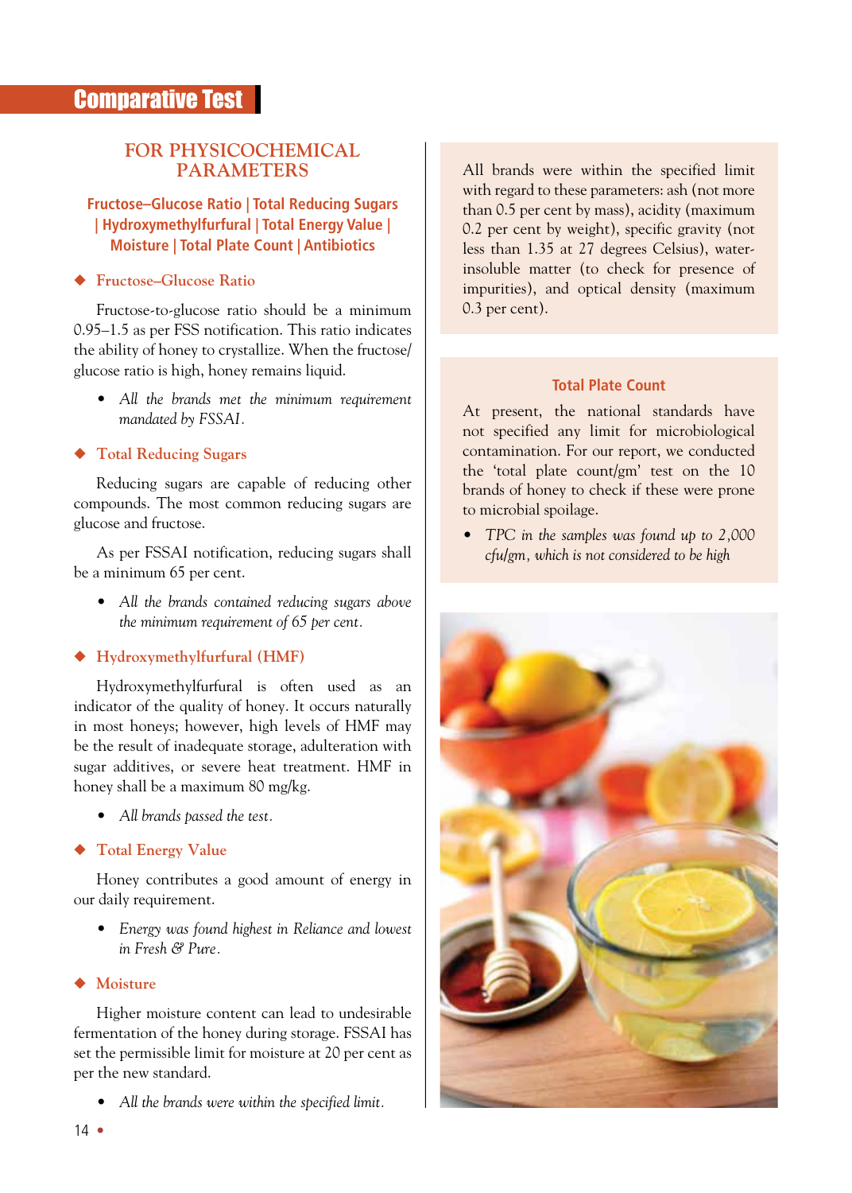## Comparative Test

### FOR PHYSICOCHEMICAL PARAMETERS

**Fructose–Glucose Ratio | Total Reducing Sugars | Hydroxymethylfurfural | Total Energy Value | Moisture | Total Plate Count | Antibiotics**

#### ◆ Fructose–Glucose Ratio

Fructose-to-glucose ratio should be a minimum 0.95–1.5 as per FSS notification. This ratio indicates the ability of honey to crystallize. When the fructose/glucose ratio is high, honey remains liquid.

- *All the brands met the minimum requirement mandated by FSSAI.*

#### ◆ Total Reducing Sugars

Reducing sugars are capable of reducing other compounds. The most common reducing sugars are glucose and fructose.

As per FSSAI notification, reducing sugars shall be a minimum 65 per cent.

- *All the brands contained reducing sugars above the minimum requirement of 65 per cent.*

#### ◆ Hydroxymethylfurfural (HMF)

Hydroxymethylfurfural is often used as an indicator of the quality of honey. It occurs naturally in most honeys; however, high levels of HMF may be the result of inadequate storage, adulteration with sugar additives, or severe heat treatment. HMF in honey shall be a maximum 80 mg/kg.

- *All brands passed the test.*

#### ◆ Total Energy Value

Honey contributes a good amount of energy in our daily requirement.

- *Energy was found highest in Reliance and lowest in Fresh & Pure.*

#### ◆ Moisture

Higher moisture content can lead to undesirable fermentation of the honey during storage. FSSAI has set the permissible limit for moisture at 20 per cent as per the new standard.

- *All the brands were within the specified limit.*

All brands were within the specified limit with regard to these parameters: ash (not more than 0.5 per cent by mass), acidity (maximum 0.2 per cent by weight), specific gravity (not less than 1.35 at 27 degrees Celsius), water-insoluble matter (to check for presence of impurities), and optical density (maximum 0.3 per cent).

#### Total Plate Count

At present, the national standards have not specified any limit for microbiological contamination. For our report, we conducted the 'total plate count/gm' test on the 10 brands of honey to check if these were prone to microbial spoilage.

- *TPC in the samples was found up to 2,000 cfu/gm, which is not considered to be high*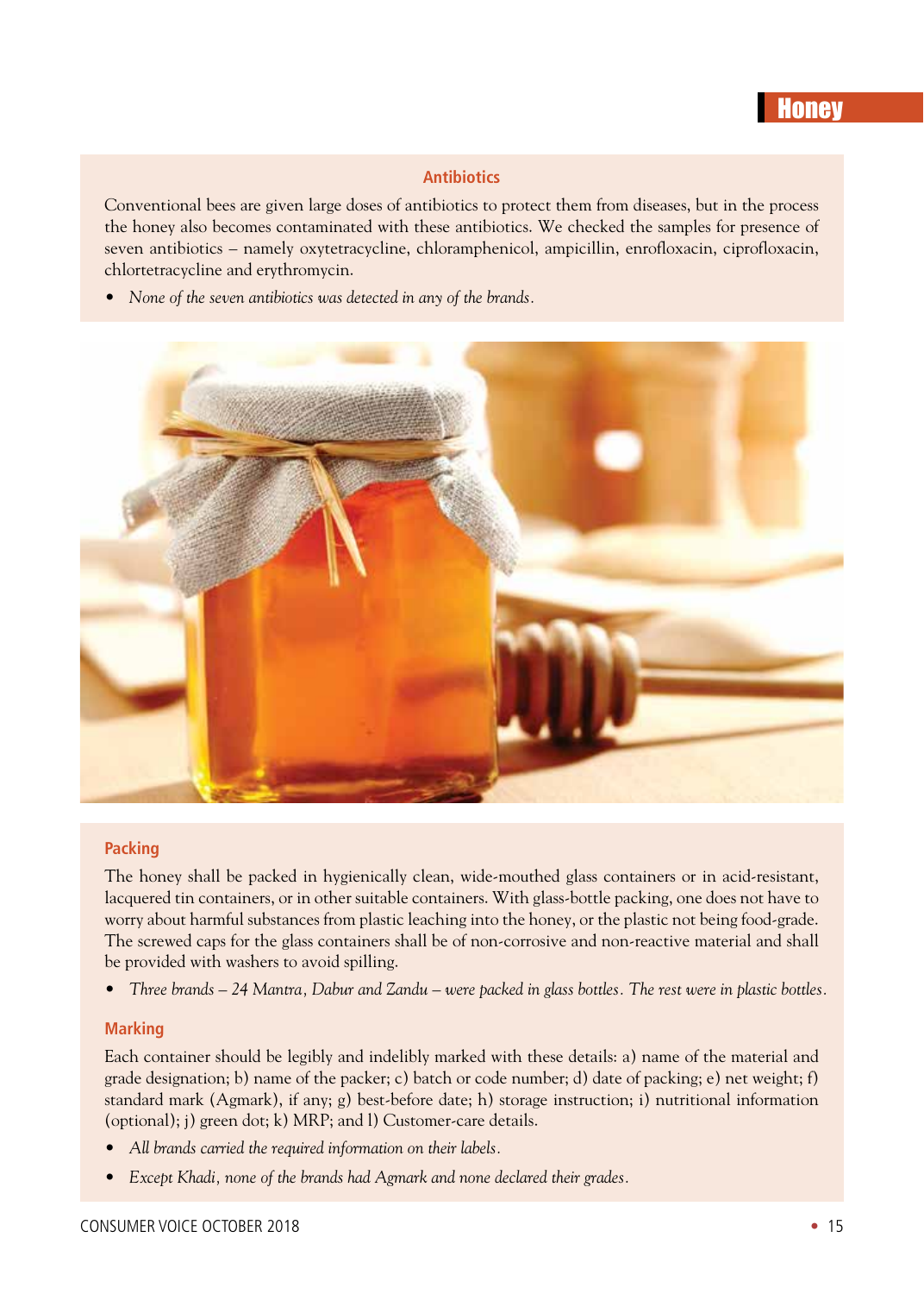## Antibiotics

Conventional bees are given large doses of antibiotics to protect them from diseases, but in the process the honey also becomes contaminated with these antibiotics. We checked the samples for presence of seven antibiotics – namely oxytetracycline, chloramphenicol, ampicillin, enrofloxacin, ciprofloxacin, chlortetracycline and erythromycin.

- *None of the seven antibiotics was detected in any of the brands.*

## Packing

The honey shall be packed in hygienically clean, wide-mouthed glass containers or in acid-resistant, lacquered tin containers, or in other suitable containers. With glass-bottle packing, one does not have to worry about harmful substances from plastic leaching into the honey, or the plastic not being food-grade. The screwed caps for the glass containers shall be of non-corrosive and non-reactive material and shall be provided with washers to avoid spilling.

- *Three brands – 24 Mantra, Dabur and Zandu – were packed in glass bottles. The rest were in plastic bottles.*

## Marking

Each container should be legibly and indelibly marked with these details: a) name of the material and grade designation; b) name of the packer; c) batch or code number; d) date of packing; e) net weight; f) standard mark (Agmark), if any; g) best-before date; h) storage instruction; i) nutritional information (optional); j) green dot; k) MRP; and l) Customer-care details.

- *All brands carried the required information on their labels.*
- *Except Khadi, none of the brands had Agmark and none declared their grades.*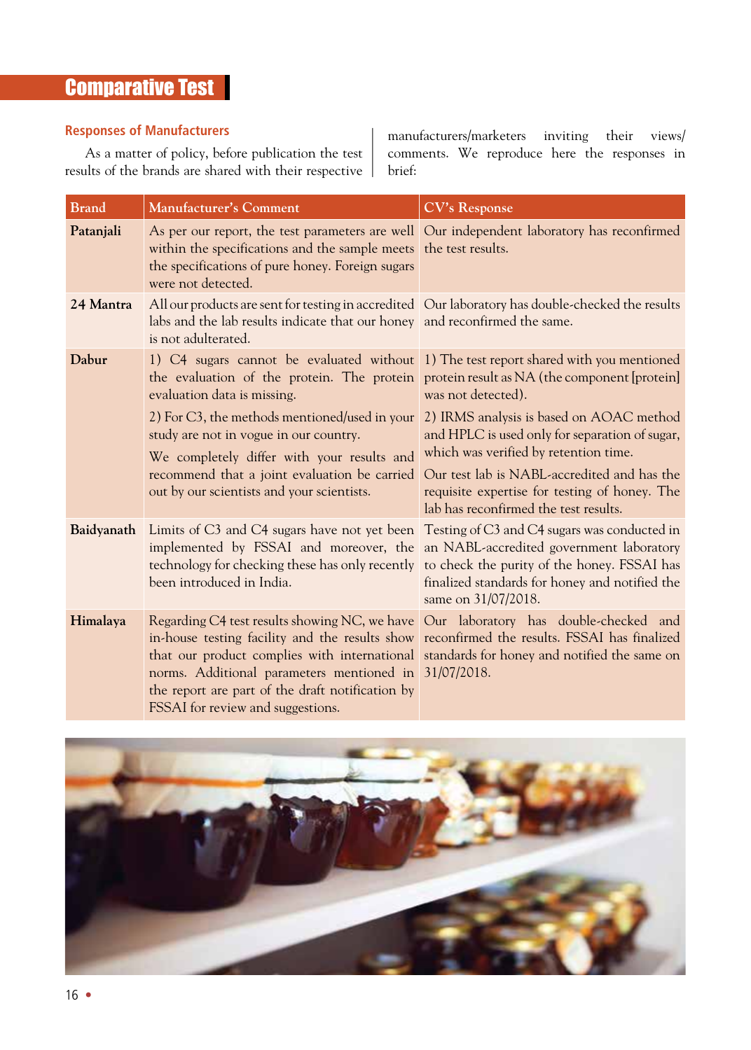## Comparative Test

### Responses of Manufacturers

As a matter of policy, before publication the test results of the brands are shared with their respective manufacturers/marketers inviting their views/ comments. We reproduce here the responses in brief:

| Brand | Manufacturer's Comment | CV's Response |
|---|---|---|
| **Patanjali** | As per our report, the test parameters are well within the specifications and the sample meets the specifications of pure honey. Foreign sugars were not detected. | Our independent laboratory has reconfirmed the test results. |
| **24 Mantra** | All our products are sent for testing in accredited labs and the lab results indicate that our honey is not adulterated. | Our laboratory has double-checked the results and reconfirmed the same. |
| **Dabur** | 1) C4 sugars cannot be evaluated without the evaluation of the protein. The protein evaluation data is missing.<br>2) For C3, the methods mentioned/used in your study are not in vogue in our country.<br>We completely differ with your results and recommend that a joint evaluation be carried out by our scientists and your scientists. | 1) The test report shared with you mentioned protein result as NA (the component [protein] was not detected).<br>2) IRMS analysis is based on AOAC method and HPLC is used only for separation of sugar, which was verified by retention time.<br>Our test lab is NABL-accredited and has the requisite expertise for testing of honey. The lab has reconfirmed the test results. |
| **Baidyanath** | Limits of C3 and C4 sugars have not yet been implemented by FSSAI and moreover, the technology for checking these has only recently been introduced in India. | Testing of C3 and C4 sugars was conducted in an NABL-accredited government laboratory to check the purity of the honey. FSSAI has finalized standards for honey and notified the same on 31/07/2018. |
| **Himalaya** | Regarding C4 test results showing NC, we have in-house testing facility and the results show that our product complies with international norms. Additional parameters mentioned in the report are part of the draft notification by FSSAI for review and suggestions. | Our laboratory has double-checked and reconfirmed the results. FSSAI has finalized standards for honey and notified the same on 31/07/2018. |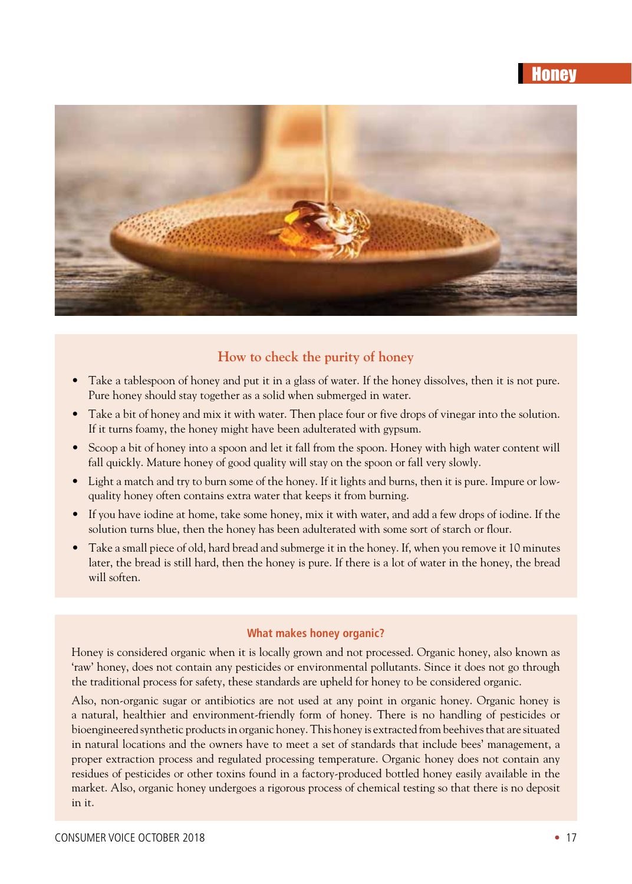## How to check the purity of honey

- Take a tablespoon of honey and put it in a glass of water. If the honey dissolves, then it is not pure. Pure honey should stay together as a solid when submerged in water.
- Take a bit of honey and mix it with water. Then place four or five drops of vinegar into the solution. If it turns foamy, the honey might have been adulterated with gypsum.
- Scoop a bit of honey into a spoon and let it fall from the spoon. Honey with high water content will fall quickly. Mature honey of good quality will stay on the spoon or fall very slowly.
- Light a match and try to burn some of the honey. If it lights and burns, then it is pure. Impure or low-quality honey often contains extra water that keeps it from burning.
- If you have iodine at home, take some honey, mix it with water, and add a few drops of iodine. If the solution turns blue, then the honey has been adulterated with some sort of starch or flour.
- Take a small piece of old, hard bread and submerge it in the honey. If, when you remove it 10 minutes later, the bread is still hard, then the honey is pure. If there is a lot of water in the honey, the bread will soften.

### What makes honey organic?

Honey is considered organic when it is locally grown and not processed. Organic honey, also known as 'raw' honey, does not contain any pesticides or environmental pollutants. Since it does not go through the traditional process for safety, these standards are upheld for honey to be considered organic.

Also, non-organic sugar or antibiotics are not used at any point in organic honey. Organic honey is a natural, healthier and environment-friendly form of honey. There is no handling of pesticides or bioengineered synthetic products in organic honey. This honey is extracted from beehives that are situated in natural locations and the owners have to meet a set of standards that include bees' management, a proper extraction process and regulated processing temperature. Organic honey does not contain any residues of pesticides or other toxins found in a factory-produced bottled honey easily available in the market. Also, organic honey undergoes a rigorous process of chemical testing so that there is no deposit in it.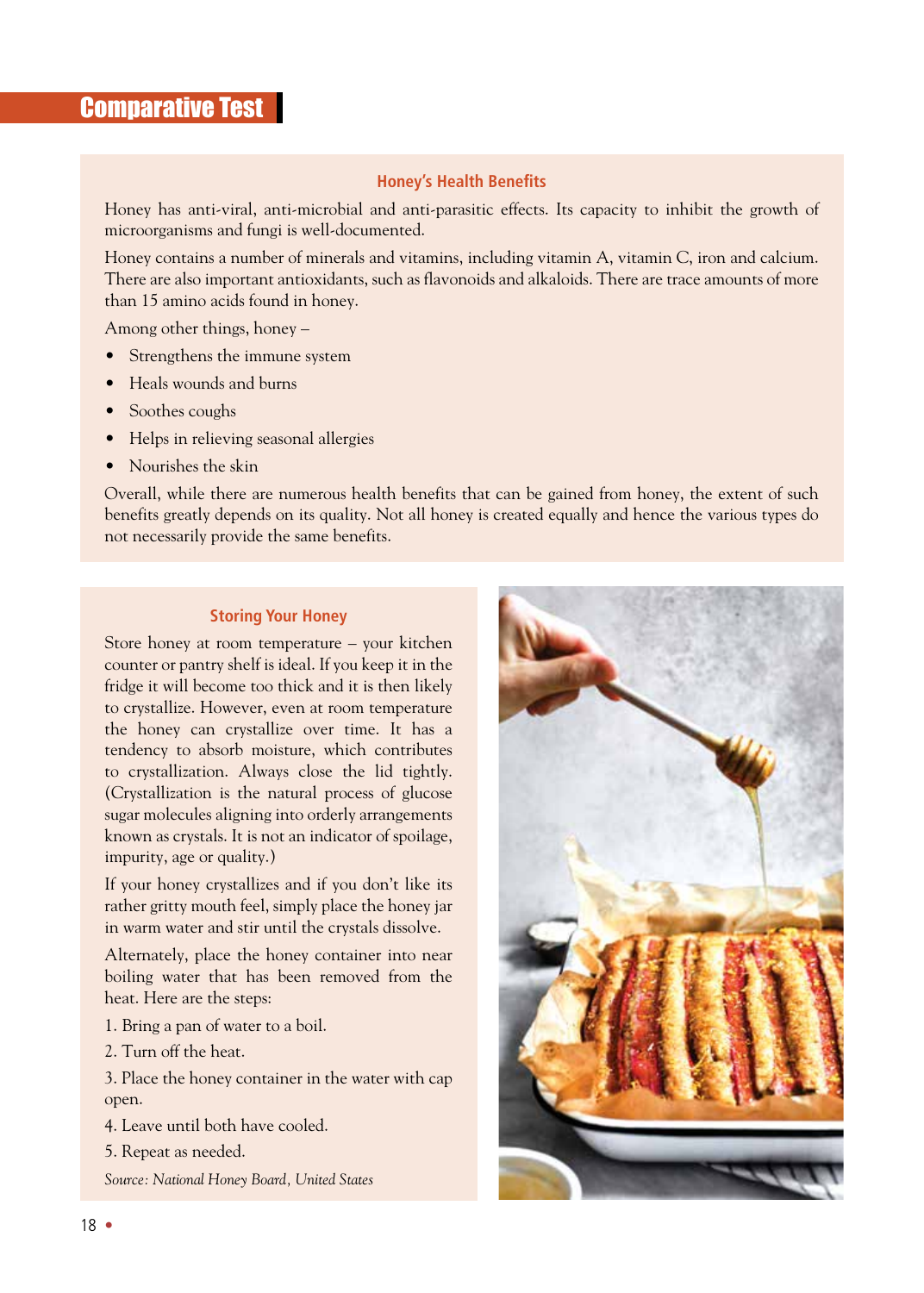# Comparative Test

### Honey's Health Benefits

Honey has anti-viral, anti-microbial and anti-parasitic effects. Its capacity to inhibit the growth of microorganisms and fungi is well-documented.

Honey contains a number of minerals and vitamins, including vitamin A, vitamin C, iron and calcium. There are also important antioxidants, such as flavonoids and alkaloids. There are trace amounts of more than 15 amino acids found in honey.

Among other things, honey –

- Strengthens the immune system
- Heals wounds and burns
- Soothes coughs
- Helps in relieving seasonal allergies
- Nourishes the skin

Overall, while there are numerous health benefits that can be gained from honey, the extent of such benefits greatly depends on its quality. Not all honey is created equally and hence the various types do not necessarily provide the same benefits.

### Storing Your Honey

Store honey at room temperature – your kitchen counter or pantry shelf is ideal. If you keep it in the fridge it will become too thick and it is then likely to crystallize. However, even at room temperature the honey can crystallize over time. It has a tendency to absorb moisture, which contributes to crystallization. Always close the lid tightly. (Crystallization is the natural process of glucose sugar molecules aligning into orderly arrangements known as crystals. It is not an indicator of spoilage, impurity, age or quality.)

If your honey crystallizes and if you don't like its rather gritty mouth feel, simply place the honey jar in warm water and stir until the crystals dissolve.

Alternately, place the honey container into near boiling water that has been removed from the heat. Here are the steps:

1. Bring a pan of water to a boil.
2. Turn off the heat.
3. Place the honey container in the water with cap open.
4. Leave until both have cooled.
5. Repeat as needed.

*Source: National Honey Board, United States*